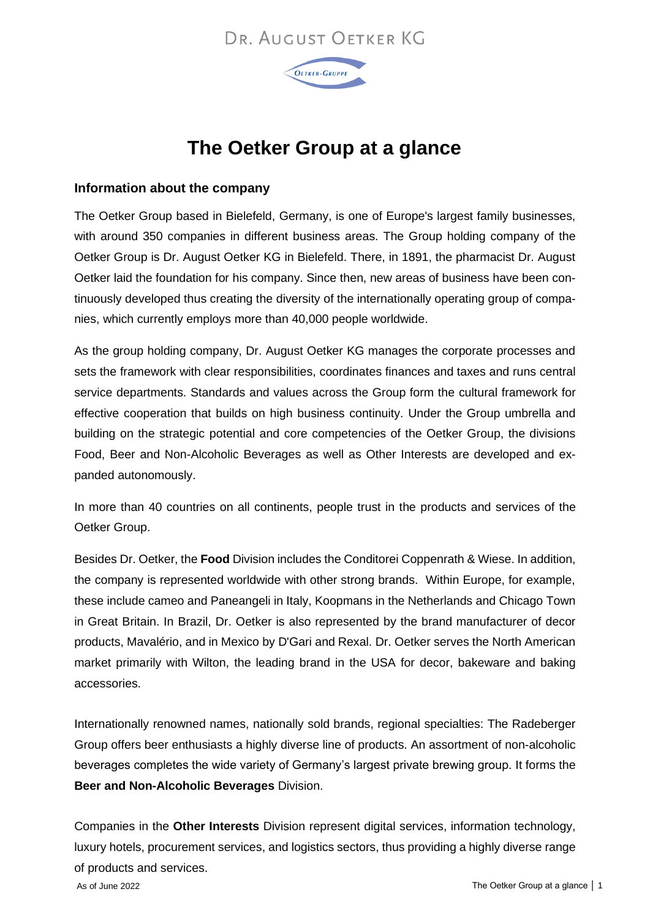DR. AUGUST OETKER KG

# The Oetker Group at a glance

## Information about the company

The Oetker Group based in Bielefeld, Germany, is one of Europe's largest family businesses, with around 350 companies in different business areas. The Group holding company of the Oetker Group is Dr. August Oetker KG in Bielefeld. There, in 1891, the pharmacist Dr. August Oetker laid the foundation for his company. Since then, new areas of business have been continuously developed thus creating the diversity of the internationally operating group of companies, which currently employs more than 40,000 people worldwide.

As the group holding company, Dr. August Oetker KG manages the corporate processes and sets the framework with clear responsibilities, coordinates finances and taxes and runs central service departments. Standards and values across the Group form the cultural framework for effective cooperation that builds on high business continuity. Under the Group umbrella and building on the strategic potential and core competencies of the Oetker Group, the divisions Food, Beer and Non-Alcoholic Beverages as well as Other Interests are developed and expanded autonomously.

In more than 40 countries on all continents, people trust in the products and services of the Oetker Group.

Besides Dr. Oetker, the **Food** Division includes the Conditorei Coppenrath & Wiese. In addition, the company is represented worldwide with other strong brands. Within Europe, for example, these include cameo and Paneangeli in Italy, Koopmans in the Netherlands and Chicago Town in Great Britain. In Brazil, Dr. Oetker is also represented by the brand manufacturer of decor products, Mavalério, and in Mexico by D'Gari and Rexal. Dr. Oetker serves the North American market primarily with Wilton, the leading brand in the USA for decor, bakeware and baking accessories.

Internationally renowned names, nationally sold brands, regional specialties: The Radeberger Group offers beer enthusiasts a highly diverse line of products. An assortment of non-alcoholic beverages completes the wide variety of Germany's largest private brewing group. It forms the **Beer and Non-Alcoholic Beverages** Division.

Companies in the **Other Interests** Division represent digital services, information technology, luxury hotels, procurement services, and logistics sectors, thus providing a highly diverse range of products and services.

As of June 2022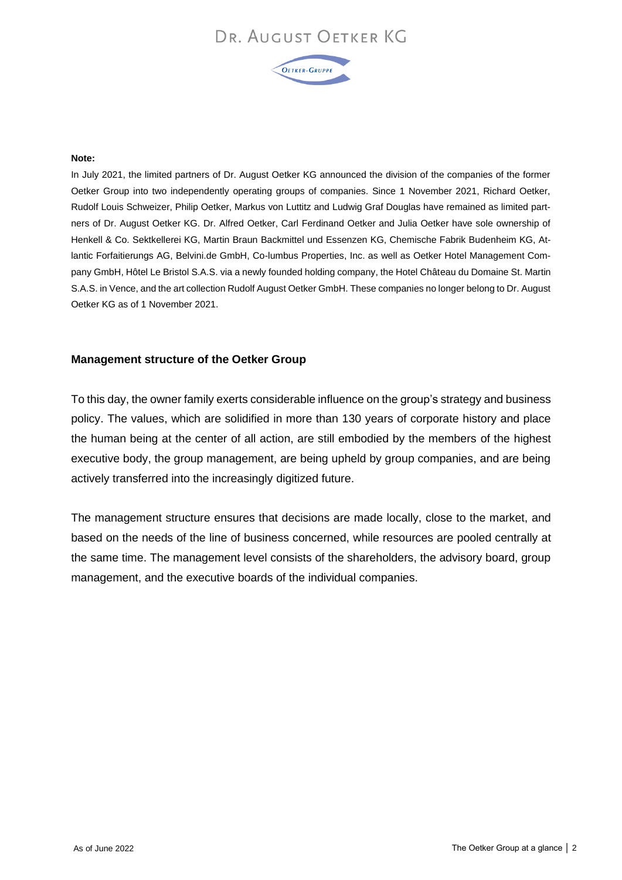**Note:**

In July 2021, the limited partners of Dr. August Oetker KG announced the division of the companies of the former Oetker Group into two independently operating groups of companies. Since 1 November 2021, Richard Oetker, Rudolf Louis Schweizer, Philip Oetker, Markus von Luttitz and Ludwig Graf Douglas have remained as limited partners of Dr. August Oetker KG. Dr. Alfred Oetker, Carl Ferdinand Oetker and Julia Oetker have sole ownership of Henkell & Co. Sektkellerei KG, Martin Braun Backmittel und Essenzen KG, Chemische Fabrik Budenheim KG, Atlantic Forfaitierungs AG, Belvini.de GmbH, Co-lumbus Properties, Inc. as well as Oetker Hotel Management Company GmbH, Hôtel Le Bristol S.A.S. via a newly founded holding company, the Hotel Château du Domaine St. Martin S.A.S. in Vence, and the art collection Rudolf August Oetker GmbH. These companies no longer belong to Dr. August Oetker KG as of 1 November 2021.

## Management structure of the Oetker Group

To this day, the owner family exerts considerable influence on the group's strategy and business policy. The values, which are solidified in more than 130 years of corporate history and place the human being at the center of all action, are still embodied by the members of the highest executive body, the group management, are being upheld by group companies, and are being actively transferred into the increasingly digitized future.

The management structure ensures that decisions are made locally, close to the market, and based on the needs of the line of business concerned, while resources are pooled centrally at the same time. The management level consists of the shareholders, the advisory board, group management, and the executive boards of the individual companies.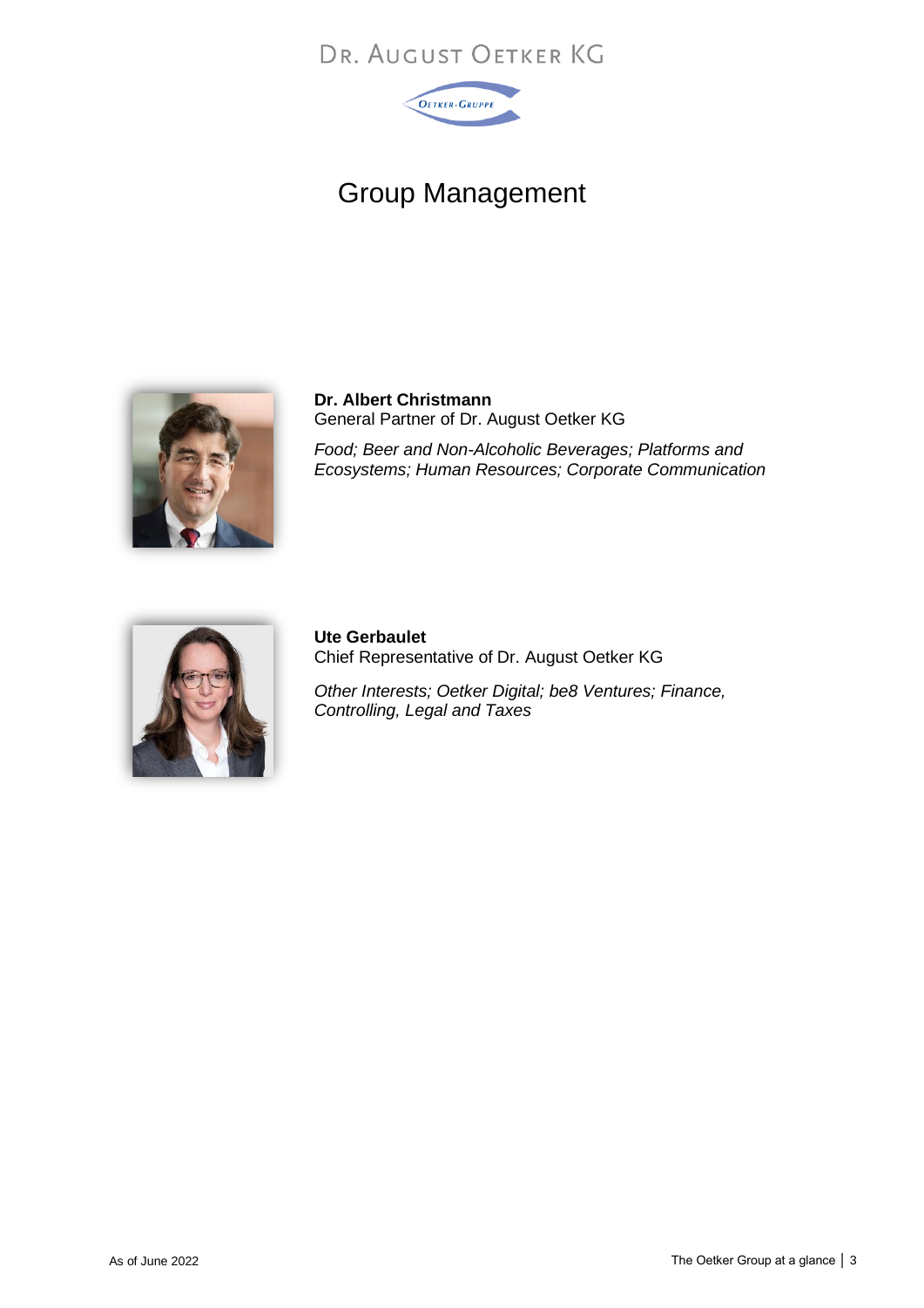# Group Management

**Dr. Albert Christmann**
General Partner of Dr. August Oetker KG

*Food; Beer and Non-Alcoholic Beverages; Platforms and Ecosystems; Human Resources; Corporate Communication*

**Ute Gerbaulet**
Chief Representative of Dr. August Oetker KG

*Other Interests; Oetker Digital; be8 Ventures; Finance, Controlling, Legal and Taxes*

As of June 2022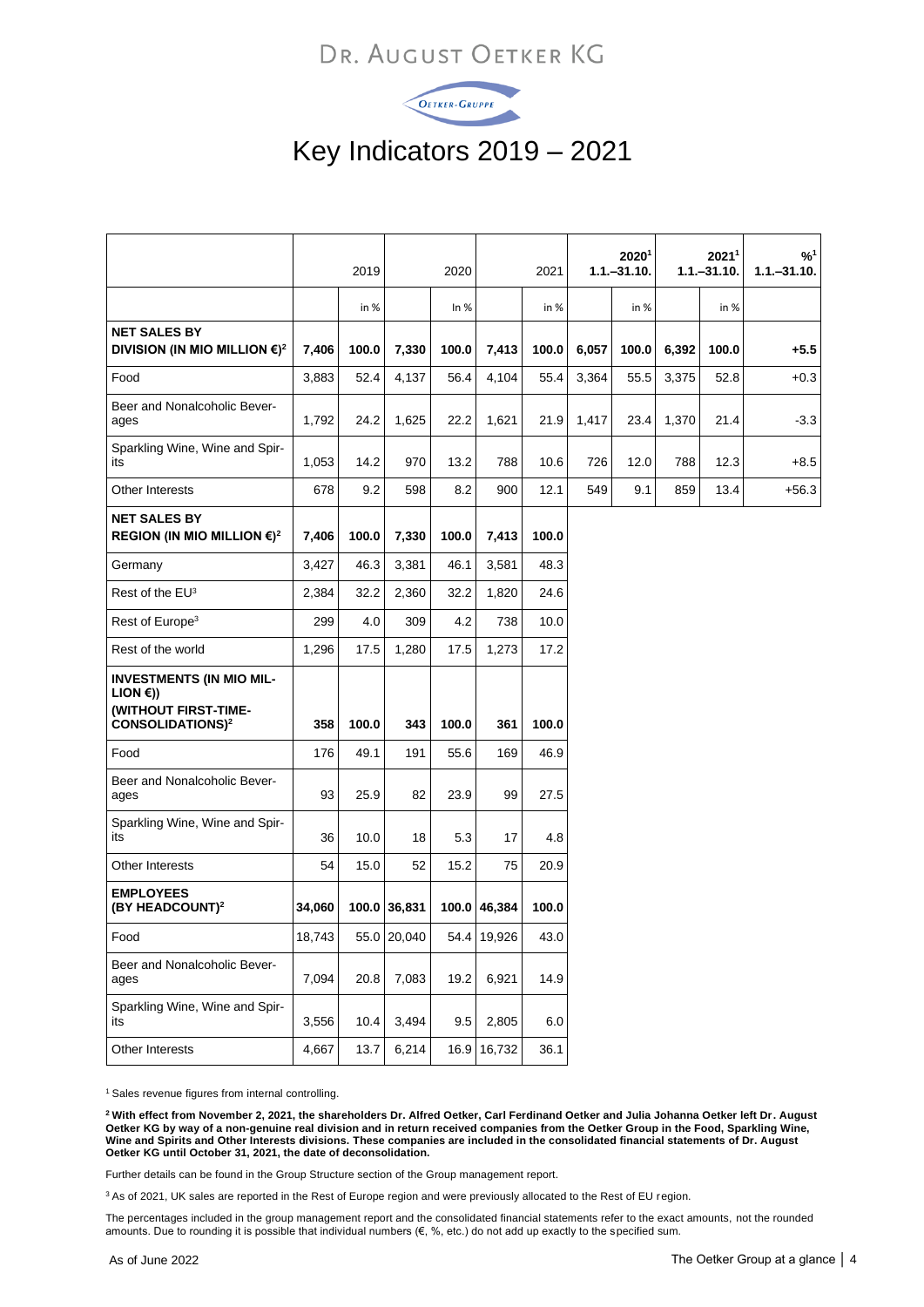# Dr. August Oetker KG

Oetker-Gruppe

# Key Indicators 2019 – 2021

| | | 2019 | | 2020 | | 2021 | | 2020[1] 1.1.–31.10. | | 2021[1] 1.1.–31.10. | %[1] 1.1.–31.10. |
|---|---|---|---|---|---|---|---|---|---|---|---|
| | | in % | | In % | | in % | | in % | | in % | |
| **NET SALES BY DIVISION (IN MIO MILLION €)[2]** | **7,406** | **100.0** | **7,330** | **100.0** | **7,413** | **100.0** | **6,057** | **100.0** | **6,392** | **100.0** | **+5.5** |
| Food | 3,883 | 52.4 | 4,137 | 56.4 | 4,104 | 55.4 | 3,364 | 55.5 | 3,375 | 52.8 | +0.3 |
| Beer and Nonalcoholic Beverages | 1,792 | 24.2 | 1,625 | 22.2 | 1,621 | 21.9 | 1,417 | 23.4 | 1,370 | 21.4 | -3.3 |
| Sparkling Wine, Wine and Spirits | 1,053 | 14.2 | 970 | 13.2 | 788 | 10.6 | 726 | 12.0 | 788 | 12.3 | +8.5 |
| Other Interests | 678 | 9.2 | 598 | 8.2 | 900 | 12.1 | 549 | 9.1 | 859 | 13.4 | +56.3 |
| **NET SALES BY REGION (IN MIO MILLION €)[2]** | **7,406** | **100.0** | **7,330** | **100.0** | **7,413** | **100.0** | | | | | |
| Germany | 3,427 | 46.3 | 3,381 | 46.1 | 3,581 | 48.3 | | | | | |
| Rest of the EU[3] | 2,384 | 32.2 | 2,360 | 32.2 | 1,820 | 24.6 | | | | | |
| Rest of Europe[3] | 299 | 4.0 | 309 | 4.2 | 738 | 10.0 | | | | | |
| Rest of the world | 1,296 | 17.5 | 1,280 | 17.5 | 1,273 | 17.2 | | | | | |
| **INVESTMENTS (IN MIO MILLION €)) (WITHOUT FIRST-TIME-CONSOLIDATIONS)[2]** | **358** | **100.0** | **343** | **100.0** | **361** | **100.0** | | | | | |
| Food | 176 | 49.1 | 191 | 55.6 | 169 | 46.9 | | | | | |
| Beer and Nonalcoholic Beverages | 93 | 25.9 | 82 | 23.9 | 99 | 27.5 | | | | | |
| Sparkling Wine, Wine and Spirits | 36 | 10.0 | 18 | 5.3 | 17 | 4.8 | | | | | |
| Other Interests | 54 | 15.0 | 52 | 15.2 | 75 | 20.9 | | | | | |
| **EMPLOYEES (BY HEADCOUNT)[2]** | **34,060** | **100.0** | **36,831** | **100.0** | **46,384** | **100.0** | | | | | |
| Food | 18,743 | 55.0 | 20,040 | 54.4 | 19,926 | 43.0 | | | | | |
| Beer and Nonalcoholic Beverages | 7,094 | 20.8 | 7,083 | 19.2 | 6,921 | 14.9 | | | | | |
| Sparkling Wine, Wine and Spirits | 3,556 | 10.4 | 3,494 | 9.5 | 2,805 | 6.0 | | | | | |
| Other Interests | 4,667 | 13.7 | 6,214 | 16.9 | 16,732 | 36.1 | | | | | |

[1] Sales revenue figures from internal controlling.

**[2] With effect from November 2, 2021, the shareholders Dr. Alfred Oetker, Carl Ferdinand Oetker and Julia Johanna Oetker left Dr. August Oetker KG by way of a non-genuine real division and in return received companies from the Oetker Group in the Food, Sparkling Wine, Wine and Spirits and Other Interests divisions. These companies are included in the consolidated financial statements of Dr. August Oetker KG until October 31, 2021, the date of deconsolidation.**

Further details can be found in the Group Structure section of the Group management report.

[3] As of 2021, UK sales are reported in the Rest of Europe region and were previously allocated to the Rest of EU region.

The percentages included in the group management report and the consolidated financial statements refer to the exact amounts, not the rounded amounts. Due to rounding it is possible that individual numbers (€, %, etc.) do not add up exactly to the specified sum.

As of June 2022